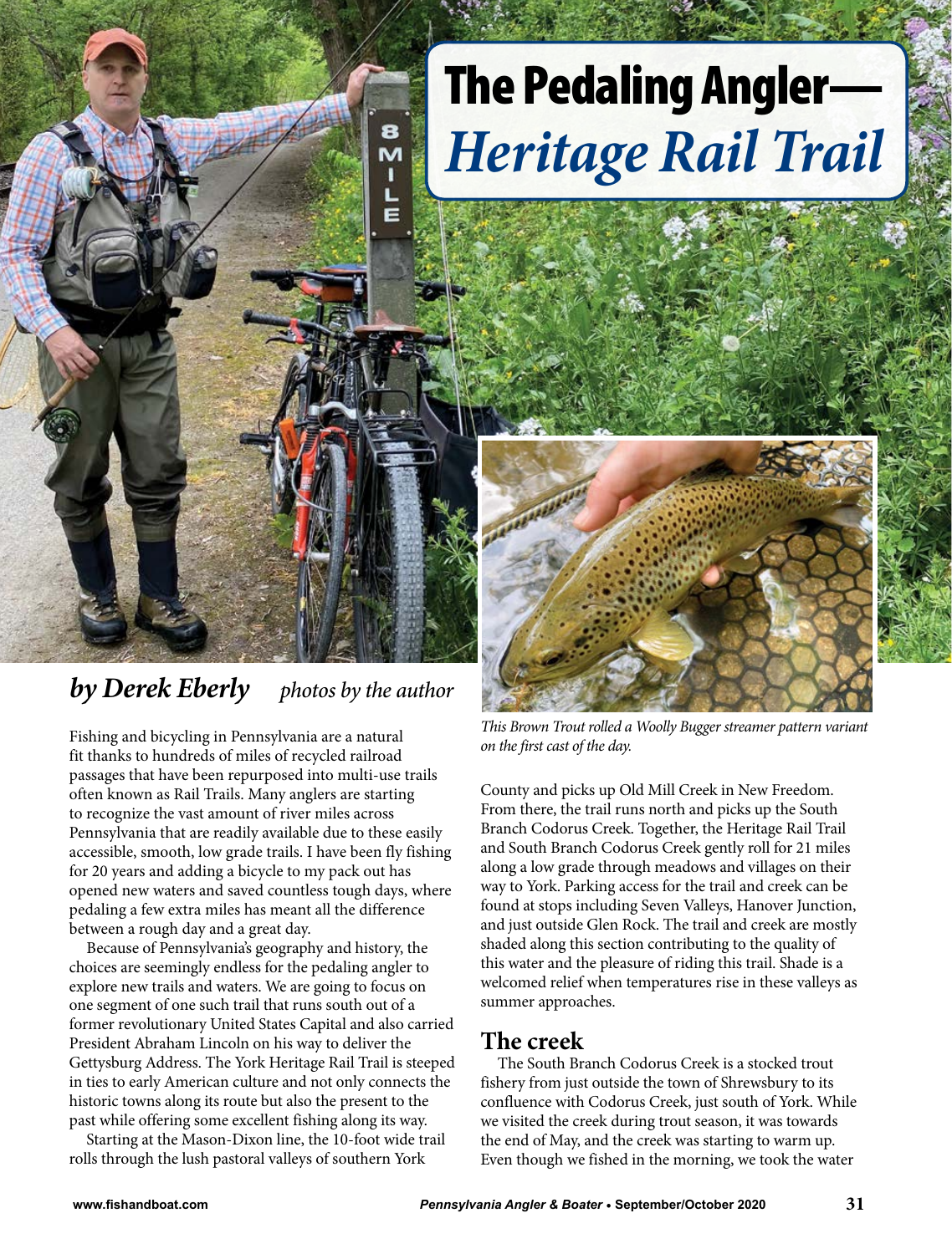# The Pedaling Angler— *Heritage Rail Trail*

***by Derek Eberly*** *photos by the author*

*This Brown Trout rolled a Woolly Bugger streamer pattern variant on the first cast of the day.*

Fishing and bicycling in Pennsylvania are a natural fit thanks to hundreds of miles of recycled railroad passages that have been repurposed into multi-use trails often known as Rail Trails. Many anglers are starting to recognize the vast amount of river miles across Pennsylvania that are readily available due to these easily accessible, smooth, low grade trails. I have been fly fishing for 20 years and adding a bicycle to my pack out has opened new waters and saved countless tough days, where pedaling a few extra miles has meant all the difference between a rough day and a great day.

Because of Pennsylvania's geography and history, the choices are seemingly endless for the pedaling angler to explore new trails and waters. We are going to focus on one segment of one such trail that runs south out of a former revolutionary United States Capital and also carried President Abraham Lincoln on his way to deliver the Gettysburg Address. The York Heritage Rail Trail is steeped in ties to early American culture and not only connects the historic towns along its route but also the present to the past while offering some excellent fishing along its way.

Starting at the Mason-Dixon line, the 10-foot wide trail rolls through the lush pastoral valleys of southern York County and picks up Old Mill Creek in New Freedom. From there, the trail runs north and picks up the South Branch Codorus Creek. Together, the Heritage Rail Trail and South Branch Codorus Creek gently roll for 21 miles along a low grade through meadows and villages on their way to York. Parking access for the trail and creek can be found at stops including Seven Valleys, Hanover Junction, and just outside Glen Rock. The trail and creek are mostly shaded along this section contributing to the quality of this water and the pleasure of riding this trail. Shade is a welcomed relief when temperatures rise in these valleys as summer approaches.

## The creek

The South Branch Codorus Creek is a stocked trout fishery from just outside the town of Shrewsbury to its confluence with Codorus Creek, just south of York. While we visited the creek during trout season, it was towards the end of May, and the creek was starting to warm up. Even though we fished in the morning, we took the water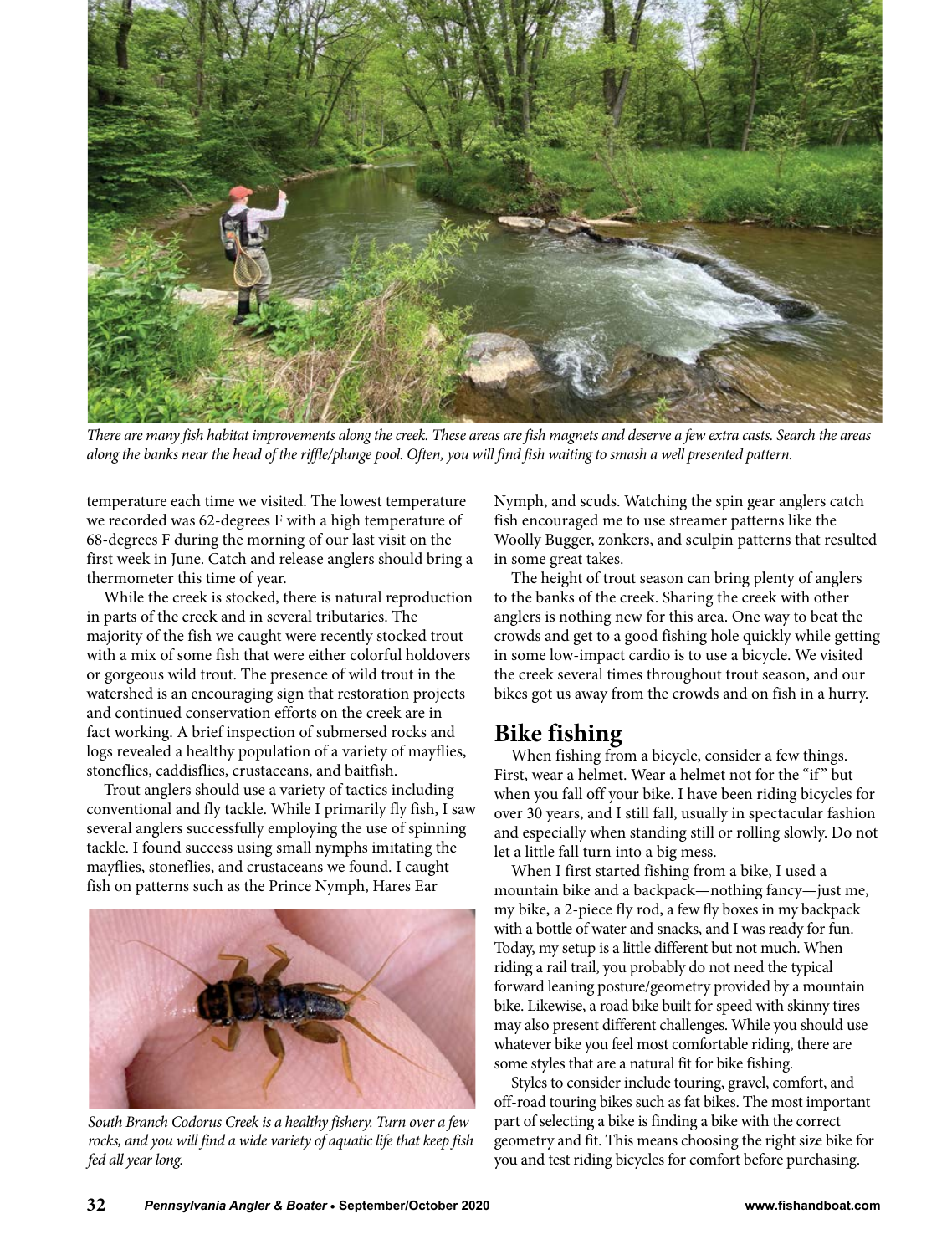*There are many fish habitat improvements along the creek. These areas are fish magnets and deserve a few extra casts. Search the areas along the banks near the head of the riffle/plunge pool. Often, you will find fish waiting to smash a well presented pattern.*

temperature each time we visited. The lowest temperature we recorded was 62-degrees F with a high temperature of 68-degrees F during the morning of our last visit on the first week in June. Catch and release anglers should bring a thermometer this time of year.

While the creek is stocked, there is natural reproduction in parts of the creek and in several tributaries. The majority of the fish we caught were recently stocked trout with a mix of some fish that were either colorful holdovers or gorgeous wild trout. The presence of wild trout in the watershed is an encouraging sign that restoration projects and continued conservation efforts on the creek are in fact working. A brief inspection of submersed rocks and logs revealed a healthy population of a variety of mayflies, stoneflies, caddisflies, crustaceans, and baitfish.

Trout anglers should use a variety of tactics including conventional and fly tackle. While I primarily fly fish, I saw several anglers successfully employing the use of spinning tackle. I found success using small nymphs imitating the mayflies, stoneflies, and crustaceans we found. I caught fish on patterns such as the Prince Nymph, Hares Ear Nymph, and scuds. Watching the spin gear anglers catch fish encouraged me to use streamer patterns like the Woolly Bugger, zonkers, and sculpin patterns that resulted in some great takes.

*South Branch Codorus Creek is a healthy fishery. Turn over a few rocks, and you will find a wide variety of aquatic life that keep fish fed all year long.*

The height of trout season can bring plenty of anglers to the banks of the creek. Sharing the creek with other anglers is nothing new for this area. One way to beat the crowds and get to a good fishing hole quickly while getting in some low-impact cardio is to use a bicycle. We visited the creek several times throughout trout season, and our bikes got us away from the crowds and on fish in a hurry.

## Bike fishing

When fishing from a bicycle, consider a few things. First, wear a helmet. Wear a helmet not for the "if" but when you fall off your bike. I have been riding bicycles for over 30 years, and I still fall, usually in spectacular fashion and especially when standing still or rolling slowly. Do not let a little fall turn into a big mess.

When I first started fishing from a bike, I used a mountain bike and a backpack—nothing fancy—just me, my bike, a 2-piece fly rod, a few fly boxes in my backpack with a bottle of water and snacks, and I was ready for fun. Today, my setup is a little different but not much. When riding a rail trail, you probably do not need the typical forward leaning posture/geometry provided by a mountain bike. Likewise, a road bike built for speed with skinny tires may also present different challenges. While you should use whatever bike you feel most comfortable riding, there are some styles that are a natural fit for bike fishing.

Styles to consider include touring, gravel, comfort, and off-road touring bikes such as fat bikes. The most important part of selecting a bike is finding a bike with the correct geometry and fit. This means choosing the right size bike for you and test riding bicycles for comfort before purchasing.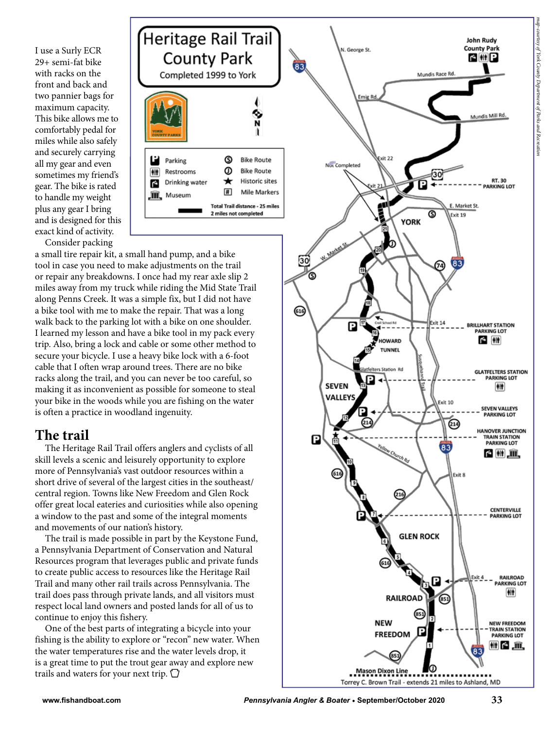I use a Surly ECR 29+ semi-fat bike with racks on the front and back and two pannier bags for maximum capacity. This bike allows me to comfortably pedal for miles while also safely and securely carrying all my gear and even sometimes my friend's gear. The bike is rated to handle my weight plus any gear I bring and is designed for this exact kind of activity.

Consider packing a small tire repair kit, a small hand pump, and a bike tool in case you need to make adjustments on the trail or repair any breakdowns. I once had my rear axle slip 2 miles away from my truck while riding the Mid State Trail along Penns Creek. It was a simple fix, but I did not have a bike tool with me to make the repair. That was a long walk back to the parking lot with a bike on one shoulder. I learned my lesson and have a bike tool in my pack every trip. Also, bring a lock and cable or some other method to secure your bicycle. I use a heavy bike lock with a 6-foot cable that I often wrap around trees. There are no bike racks along the trail, and you can never be too careful, so making it as inconvenient as possible for someone to steal your bike in the woods while you are fishing on the water is often a practice in woodland ingenuity.

## The trail

The Heritage Rail Trail offers anglers and cyclists of all skill levels a scenic and leisurely opportunity to explore more of Pennsylvania's vast outdoor resources within a short drive of several of the largest cities in the southeast/central region. Towns like New Freedom and Glen Rock offer great local eateries and curiosities while also opening a window to the past and some of the integral moments and movements of our nation's history.

The trail is made possible in part by the Keystone Fund, a Pennsylvania Department of Conservation and Natural Resources program that leverages public and private funds to create public access to resources like the Heritage Rail Trail and many other rail trails across Pennsylvania. The trail does pass through private lands, and all visitors must respect local land owners and posted lands for all of us to continue to enjoy this fishery.

One of the best parts of integrating a bicycle into your fishing is the ability to explore or "recon" new water. When the water temperatures rise and the water levels drop, it is a great time to put the trout gear away and explore new trails and waters for your next trip.

Heritage Rail Trail County Park
Completed 1999 to York

Parking
Restrooms
Drinking water
Museum
Bike Route
Bike Route
Historic sites
Mile Markers
Total Trail distance - 25 miles
2 miles not completed

N. George St.
John Rudy County Park
Mundis Race Rd.
Emig Rd.
Mundis Mill Rd.
Exit 22
Not Completed
Exit 21
RT. 30 PARKING LOT
E. Market St.
Exit 19
YORK
W. Market St.
Croll School Rd
Exit 14
BRILLHART STATION PARKING LOT
HOWARD TUNNEL
Glatfelters Station Rd
Susquehanna Trail
GLATFELTERS STATION PARKING LOT
SEVEN VALLEYS
Exit 10
SEVEN VALLEYS PARKING LOT
HANOVER JUNCTION TRAIN STATION PARKING LOT
Yellow Church Rd
Exit 8
CENTERVILLE PARKING LOT
GLEN ROCK
Exit 4
RAILROAD PARKING LOT
RAILROAD
NEW FREEDOM
NEW FREEDOM TRAIN STATION PARKING LOT
Mason Dixon Line
Torrey C. Brown Trail - extends 21 miles to Ashland, MD

map courtesy of York County Department of Parks and Recreation